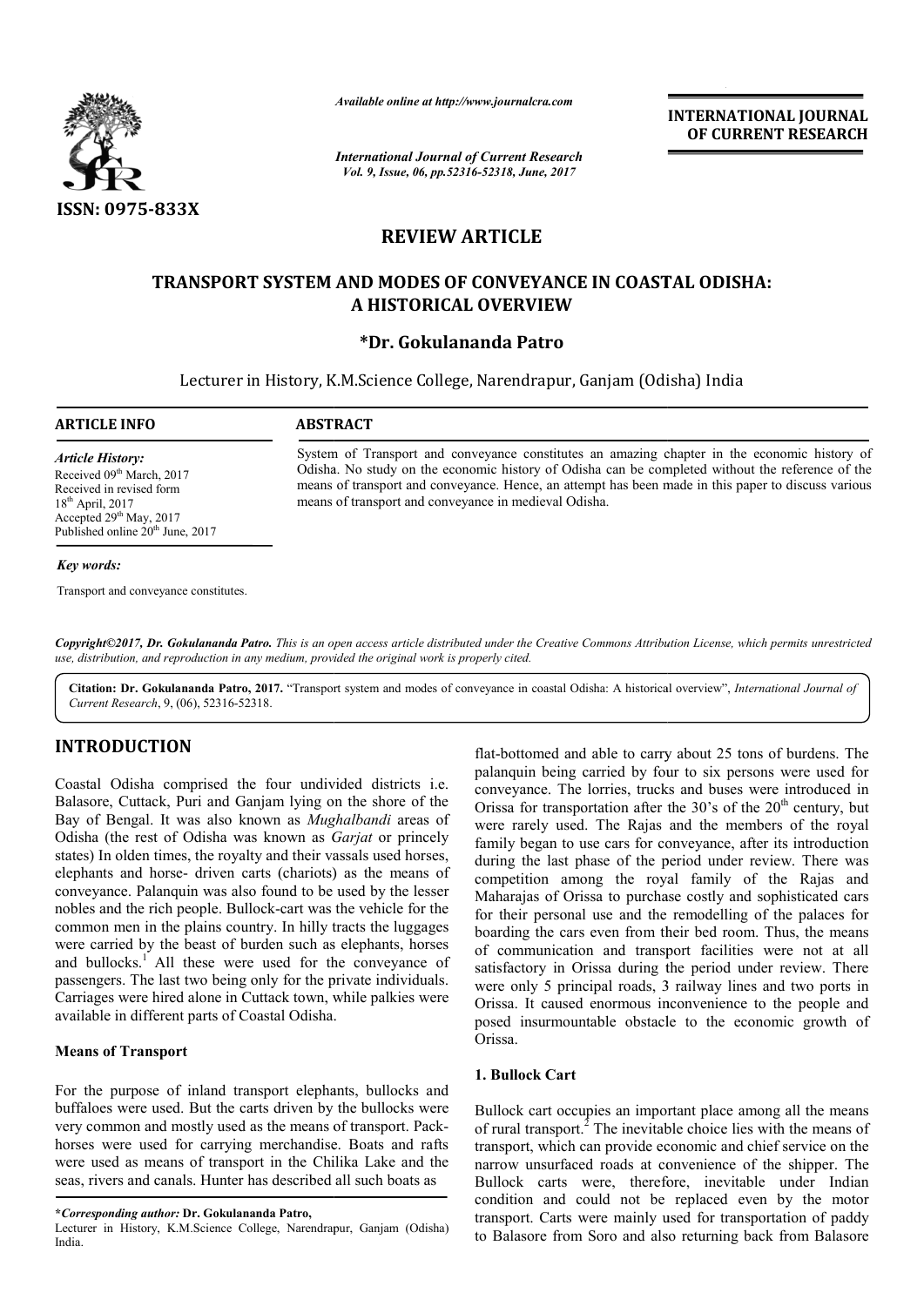*Available online at http://www.journalcra.com*

*International Journal of Current Research*
*Vol. 9, Issue, 06, pp.52316-52318, June, 2017*

**INTERNATIONAL JOURNAL OF CURRENT RESEARCH**

ISSN: 0975-833X

## REVIEW ARTICLE

# TRANSPORT SYSTEM AND MODES OF CONVEYANCE IN COASTAL ODISHA: A HISTORICAL OVERVIEW

### *Dr. Gokulananda Patro

Lecturer in History, K.M.Science College, Narendrapur, Ganjam (Odisha) India

**ARTICLE INFO**

*Article History:*
Received 09th March, 2017
Received in revised form
18th April, 2017
Accepted 29th May, 2017
Published online 20th June, 2017

*Key words:*

Transport and conveyance constitutes.

**ABSTRACT**

System of Transport and conveyance constitutes an amazing chapter in the economic history of Odisha. No study on the economic history of Odisha can be completed without the reference of the means of transport and conveyance. Hence, an attempt has been made in this paper to discuss various means of transport and conveyance in medieval Odisha.

*Copyright©2017, Dr. Gokulananda Patro. This is an open access article distributed under the Creative Commons Attribution License, which permits unrestricted use, distribution, and reproduction in any medium, provided the original work is properly cited.*

**Citation: Dr. Gokulananda Patro, 2017.** "Transport system and modes of conveyance in coastal Odisha: A historical overview", *International Journal of Current Research*, 9, (06), 52316-52318.

## INTRODUCTION

Coastal Odisha comprised the four undivided districts i.e. Balasore, Cuttack, Puri and Ganjam lying on the shore of the Bay of Bengal. It was also known as *Mughalbandi* areas of Odisha (the rest of Odisha was known as *Garjat* or princely states) In olden times, the royalty and their vassals used horses, elephants and horse- driven carts (chariots) as the means of conveyance. Palanquin was also found to be used by the lesser nobles and the rich people. Bullock-cart was the vehicle for the common men in the plains country. In hilly tracts the luggages were carried by the beast of burden such as elephants, horses and bullocks.[1] All these were used for the conveyance of passengers. The last two being only for the private individuals. Carriages were hired alone in Cuttack town, while palkies were available in different parts of Coastal Odisha.

### Means of Transport

For the purpose of inland transport elephants, bullocks and buffaloes were used. But the carts driven by the bullocks were very common and mostly used as the means of transport. Pack-horses were used for carrying merchandise. Boats and rafts were used as means of transport in the Chilika Lake and the seas, rivers and canals. Hunter has described all such boats as flat-bottomed and able to carry about 25 tons of burdens. The palanquin being carried by four to six persons were used for conveyance. The lorries, trucks and buses were introduced in Orissa for transportation after the 30's of the 20th century, but were rarely used. The Rajas and the members of the royal family began to use cars for conveyance, after its introduction during the last phase of the period under review. There was competition among the royal family of the Rajas and Maharajas of Orissa to purchase costly and sophisticated cars for their personal use and the remodelling of the palaces for boarding the cars even from their bed room. Thus, the means of communication and transport facilities were not at all satisfactory in Orissa during the period under review. There were only 5 principal roads, 3 railway lines and two ports in Orissa. It caused enormous inconvenience to the people and posed insurmountable obstacle to the economic growth of Orissa.

### 1. Bullock Cart

Bullock cart occupies an important place among all the means of rural transport.[2] The inevitable choice lies with the means of transport, which can provide economic and chief service on the narrow unsurfaced roads at convenience of the shipper. The Bullock carts were, therefore, inevitable under Indian condition and could not be replaced even by the motor transport. Carts were mainly used for transportation of paddy to Balasore from Soro and also returning back from Balasore

***Corresponding author:* Dr. Gokulananda Patro,**
Lecturer in History, K.M.Science College, Narendrapur, Ganjam (Odisha) India.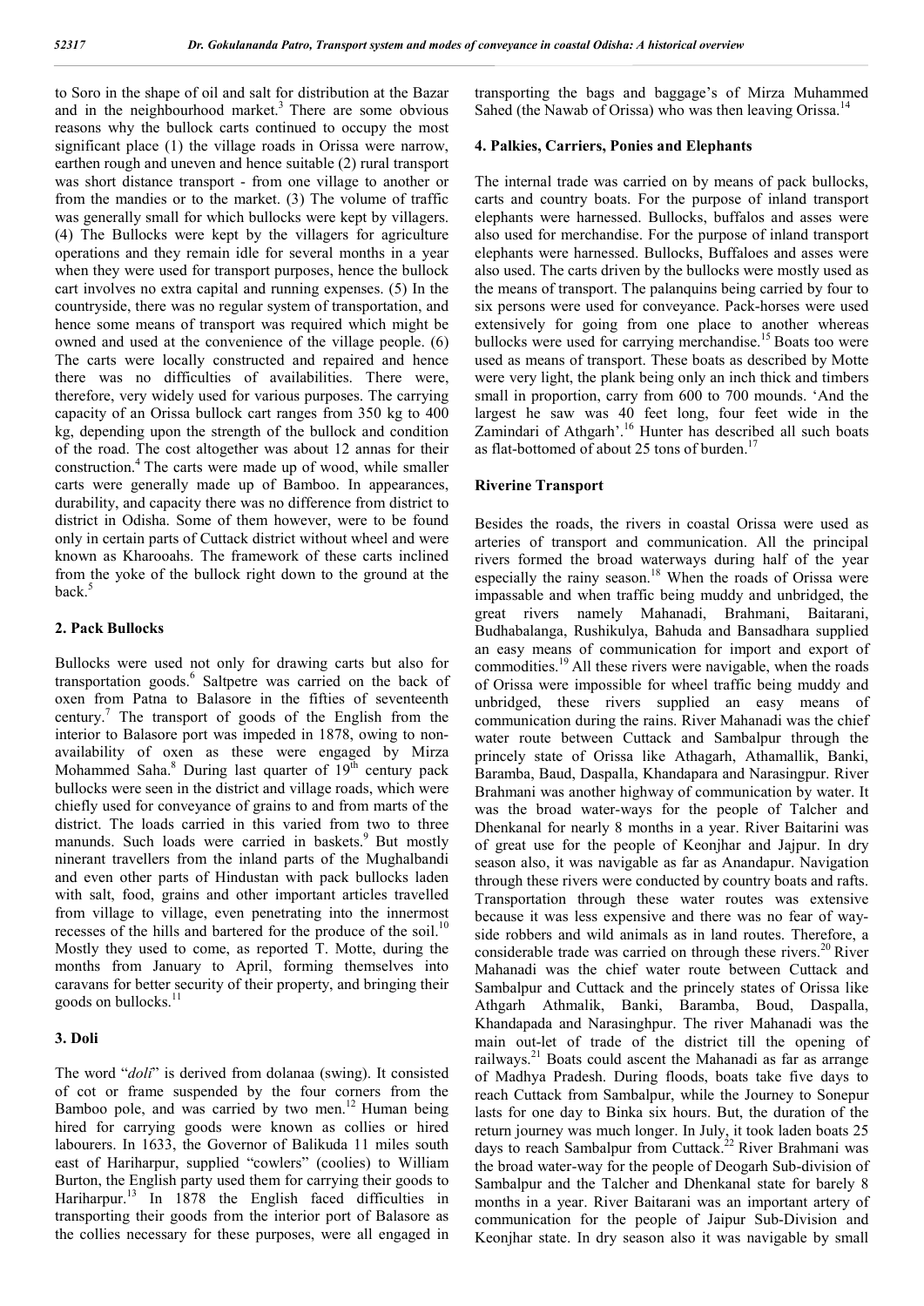to Soro in the shape of oil and salt for distribution at the Bazar and in the neighbourhood market.[3] There are some obvious reasons why the bullock carts continued to occupy the most significant place (1) the village roads in Orissa were narrow, earthen rough and uneven and hence suitable (2) rural transport was short distance transport - from one village to another or from the mandies or to the market. (3) The volume of traffic was generally small for which bullocks were kept by villagers. (4) The Bullocks were kept by the villagers for agriculture operations and they remain idle for several months in a year when they were used for transport purposes, hence the bullock cart involves no extra capital and running expenses. (5) In the countryside, there was no regular system of transportation, and hence some means of transport was required which might be owned and used at the convenience of the village people. (6) The carts were locally constructed and repaired and hence there was no difficulties of availabilities. There were, therefore, very widely used for various purposes. The carrying capacity of an Orissa bullock cart ranges from 350 kg to 400 kg, depending upon the strength of the bullock and condition of the road. The cost altogether was about 12 annas for their construction.[4] The carts were made up of wood, while smaller carts were generally made up of Bamboo. In appearances, durability, and capacity there was no difference from district to district in Odisha. Some of them however, were to be found only in certain parts of Cuttack district without wheel and were known as Kharooahs. The framework of these carts inclined from the yoke of the bullock right down to the ground at the back.[5]

## 2. Pack Bullocks

Bullocks were used not only for drawing carts but also for transportation goods.[6] Saltpetre was carried on the back of oxen from Patna to Balasore in the fifties of seventeenth century.[7] The transport of goods of the English from the interior to Balasore port was impeded in 1878, owing to non-availability of oxen as these were engaged by Mirza Mohammed Saha.[8] During last quarter of 19th century pack bullocks were seen in the district and village roads, which were chiefly used for conveyance of grains to and from marts of the district. The loads carried in this varied from two to three manunds. Such loads were carried in baskets.[9] But mostly ninerant travellers from the inland parts of the Mughalbandi and even other parts of Hindustan with pack bullocks laden with salt, food, grains and other important articles travelled from village to village, even penetrating into the innermost recesses of the hills and bartered for the produce of the soil.[10] Mostly they used to come, as reported T. Motte, during the months from January to April, forming themselves into caravans for better security of their property, and bringing their goods on bullocks.[11]

## 3. Doli

The word "*doli*" is derived from dolanaa (swing). It consisted of cot or frame suspended by the four corners from the Bamboo pole, and was carried by two men.[12] Human being hired for carrying goods were known as collies or hired labourers. In 1633, the Governor of Balikuda 11 miles south east of Hariharpur, supplied "cowlers" (coolies) to William Burton, the English party used them for carrying their goods to Hariharpur.[13] In 1878 the English faced difficulties in transporting their goods from the interior port of Balasore as the collies necessary for these purposes, were all engaged in transporting the bags and baggage's of Mirza Muhammed Sahed (the Nawab of Orissa) who was then leaving Orissa.[14]

## 4. Palkies, Carriers, Ponies and Elephants

The internal trade was carried on by means of pack bullocks, carts and country boats. For the purpose of inland transport elephants were harnessed. Bullocks, buffalos and asses were also used for merchandise. For the purpose of inland transport elephants were harnessed. Bullocks, Buffaloes and asses were also used. The carts driven by the bullocks were mostly used as the means of transport. The palanquins being carried by four to six persons were used for conveyance. Pack-horses were used extensively for going from one place to another whereas bullocks were used for carrying merchandise.[15] Boats too were used as means of transport. These boats as described by Motte were very light, the plank being only an inch thick and timbers small in proportion, carry from 600 to 700 mounds. 'And the largest he saw was 40 feet long, four feet wide in the Zamindari of Athgarh'.[16] Hunter has described all such boats as flat-bottomed of about 25 tons of burden.[17]

## Riverine Transport

Besides the roads, the rivers in coastal Orissa were used as arteries of transport and communication. All the principal rivers formed the broad waterways during half of the year especially the rainy season.[18] When the roads of Orissa were impassable and when traffic being muddy and unbridged, the great rivers namely Mahanadi, Brahmani, Baitarani, Budhabalanga, Rushikulya, Bahuda and Bansadhara supplied an easy means of communication for import and export of commodities.[19] All these rivers were navigable, when the roads of Orissa were impossible for wheel traffic being muddy and unbridged, these rivers supplied an easy means of communication during the rains. River Mahanadi was the chief water route between Cuttack and Sambalpur through the princely state of Orissa like Athagarh, Athamallik, Banki, Baramba, Baud, Daspalla, Khandapara and Narasingpur. River Brahmani was another highway of communication by water. It was the broad water-ways for the people of Talcher and Dhenkanal for nearly 8 months in a year. River Baitarini was of great use for the people of Keonjhar and Jajpur. In dry season also, it was navigable as far as Anandapur. Navigation through these rivers were conducted by country boats and rafts. Transportation through these water routes was extensive because it was less expensive and there was no fear of way-side robbers and wild animals as in land routes. Therefore, a considerable trade was carried on through these rivers.[20] River Mahanadi was the chief water route between Cuttack and Sambalpur and Cuttack and the princely states of Orissa like Athgarh Athmalik, Banki, Baramba, Boud, Daspalla, Khandapada and Narasinghpur. The river Mahanadi was the main out-let of trade of the district till the opening of railways.[21] Boats could ascent the Mahanadi as far as arrange of Madhya Pradesh. During floods, boats take five days to reach Cuttack from Sambalpur, while the Journey to Sonepur lasts for one day to Binka six hours. But, the duration of the return journey was much longer. In July, it took laden boats 25 days to reach Sambalpur from Cuttack.[22] River Brahmani was the broad water-way for the people of Deogarh Sub-division of Sambalpur and the Talcher and Dhenkanal state for barely 8 months in a year. River Baitarani was an important artery of communication for the people of Jaipur Sub-Division and Keonjhar state. In dry season also it was navigable by small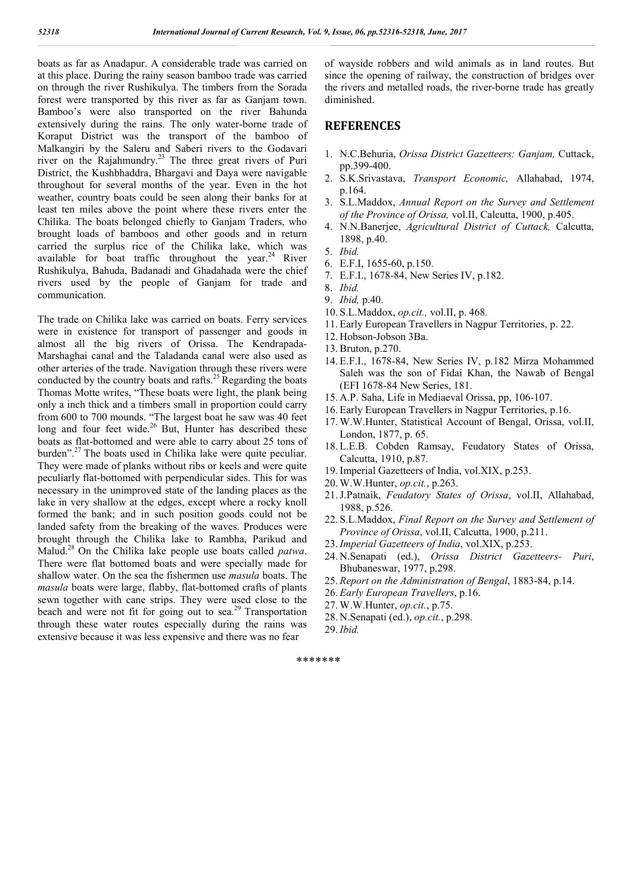boats as far as Anadapur. A considerable trade was carried on at this place. During the rainy season bamboo trade was carried on through the river Rushikulya. The timbers from the Sorada forest were transported by this river as far as Ganjam town. Bamboo's were also transported on the river Bahunda extensively during the rains. The only water-borne trade of Koraput District was the transport of the bamboo of Malkangiri by the Saleru and Saberi rivers to the Godavari river on the Rajahmundry.[23] The three great rivers of Puri District, the Kushbhaddra, Bhargavi and Daya were navigable throughout for several months of the year. Even in the hot weather, country boats could be seen along their banks for at least ten miles above the point where these rivers enter the Chilika. The boats belonged chiefly to Ganjam Traders, who brought loads of bamboos and other goods and in return carried the surplus rice of the Chilika lake, which was available for boat traffic throughout the year.[24] River Rushikulya, Bahuda, Badanadi and Ghadahada were the chief rivers used by the people of Ganjam for trade and communication.

The trade on Chilika lake was carried on boats. Ferry services were in existence for transport of passenger and goods in almost all the big rivers of Orissa. The Kendrapada-Marshaghai canal and the Taladanda canal were also used as other arteries of the trade. Navigation through these rivers were conducted by the country boats and rafts.[25] Regarding the boats Thomas Motte writes, "These boats were light, the plank being only a inch thick and a timbers small in proportion could carry from 600 to 700 mounds. "The largest boat he saw was 40 feet long and four feet wide.[26] But, Hunter has described these boats as flat-bottomed and were able to carry about 25 tons of burden".[27] The boats used in Chilika lake were quite peculiar. They were made of planks without ribs or keels and were quite peculiarly flat-bottomed with perpendicular sides. This for was necessary in the unimproved state of the landing places as the lake in very shallow at the edges, except where a rocky knoll formed the bank; and in such position goods could not be landed safety from the breaking of the waves. Produces were brought through the Chilika lake to Rambha, Parikud and Malud.[28] On the Chilika lake people use boats called *patwa*. There were flat bottomed boats and were specially made for shallow water. On the sea the fishermen use *masula* boats. The *masula* boats were large, flabby, flat-bottomed crafts of plants sewn together with cane strips. They were used close to the beach and were not fit for going out to sea.[29] Transportation through these water routes especially during the rains was extensive because it was less expensive and there was no fear of wayside robbers and wild animals as in land routes. But since the opening of railway, the construction of bridges over the rivers and metalled roads, the river-borne trade has greatly diminished.

## REFERENCES

1. N.C.Behuria, *Orissa District Gazetteers: Ganjam,* Cuttack, pp.399-400.
2. S.K.Srivastava, *Transport Economic,* Allahabad, 1974, p.164.
3. S.L.Maddox, *Annual Report on the Survey and Settlement of the Province of Orissa,* vol.II, Calcutta, 1900, p.405.
4. N.N.Banerjee, *Agricultural District of Cuttack,* Calcutta, 1898, p.40.
5. *Ibid.*
6. E.F.I, 1655-60, p.150.
7. E.F.I., 1678-84, New Series IV, p.182.
8. *Ibid.*
9. *Ibid,* p.40.
10. S.L.Maddox, *op.cit.,* vol.II, p. 468.
11. Early European Travellers in Nagpur Territories, p. 22.
12. Hobson-Jobson 3Ba.
13. Bruton, p.270.
14. E.F.I., 1678-84, New Series IV, p.182 Mirza Mohammed Saleh was the son of Fidai Khan, the Nawab of Bengal (EFI 1678-84 New Series, 181.
15. A.P. Saha, Life in Mediaeval Orissa, pp, 106-107.
16. Early European Travellers in Nagpur Territories, p.16.
17. W.W.Hunter, Statistical Account of Bengal, Orissa, vol.II, London, 1877, p. 65.
18. L.E.B. Cobden Ramsay, Feudatory States of Orissa, Calcutta, 1910, p.87.
19. Imperial Gazetteers of India, vol.XIX, p.253.
20. W.W.Hunter, *op.cit.*, p.263.
21. J.Patnaik, *Feudatory States of Orissa*, vol.II, Allahabad, 1988, p.526.
22. S.L.Maddox, *Final Report on the Survey and Settlement of Province of Orissa*, vol.II, Calcutta, 1900, p.211.
23. *Imperial Gazetteers of India*, vol.XIX, p.253.
24. N.Senapati (ed.), *Orissa District Gazetteers- Puri*, Bhubaneswar, 1977, p.298.
25. *Report on the Administration of Bengal*, 1883-84, p.14.
26. *Early European Travellers*, p.16.
27. W.W.Hunter, *op.cit.*, p.75.
28. N.Senapati (ed.), *op.cit.*, p.298.
29. *Ibid.*

\*\*\*\*\*\*\*